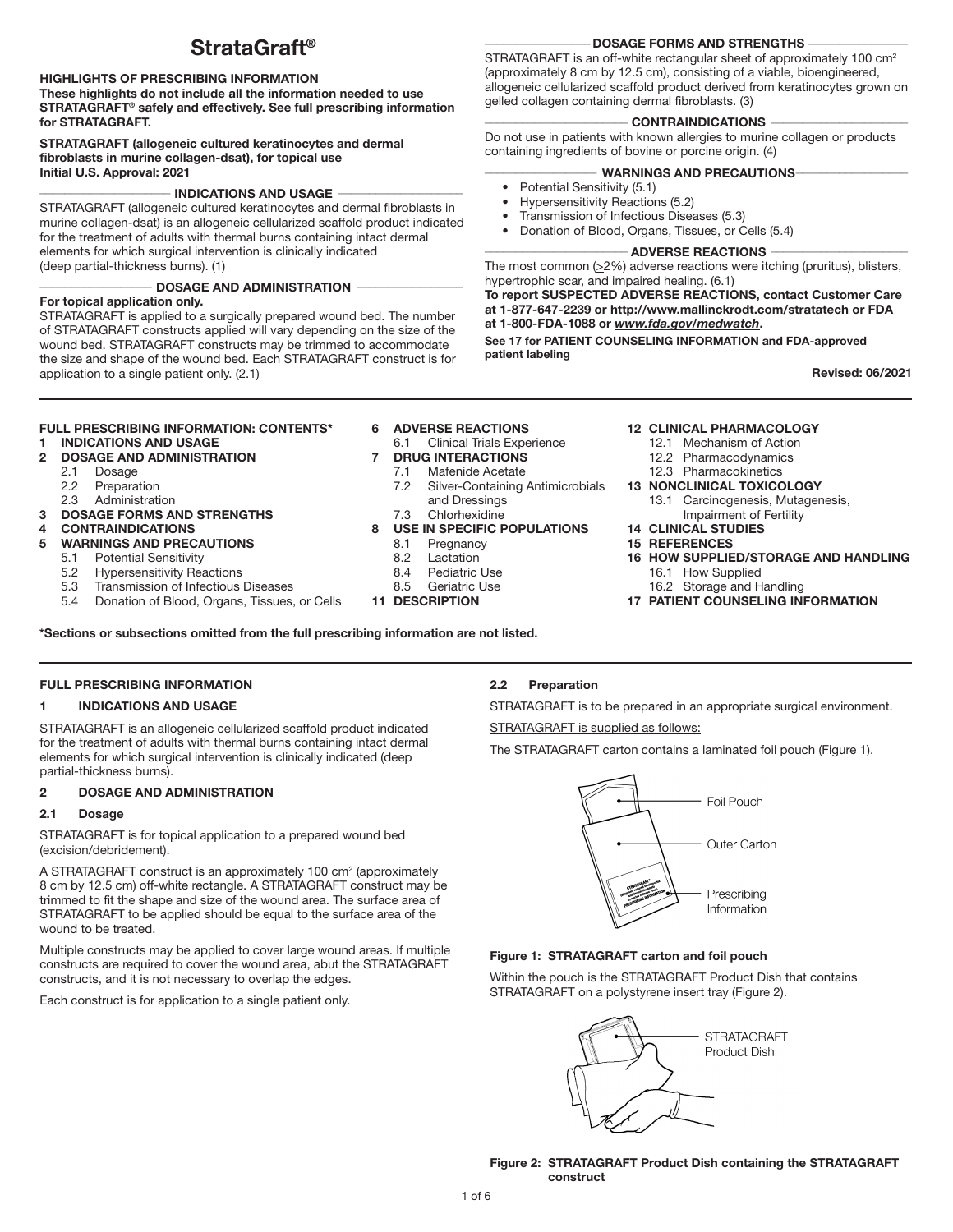# StrataGraft®

**HIGHLIGHTS OF PRESCRIBING INFORMATION**
**These highlights do not include all the information needed to use STRATAGRAFT® safely and effectively. See full prescribing information for STRATAGRAFT.**

**STRATAGRAFT (allogeneic cultured keratinocytes and dermal fibroblasts in murine collagen-dsat), for topical use**
**Initial U.S. Approval: 2021**

**INDICATIONS AND USAGE**

STRATAGRAFT (allogeneic cultured keratinocytes and dermal fibroblasts in murine collagen-dsat) is an allogeneic cellularized scaffold product indicated for the treatment of adults with thermal burns containing intact dermal elements for which surgical intervention is clinically indicated (deep partial-thickness burns). (1)

**DOSAGE AND ADMINISTRATION**

**For topical application only.**

STRATAGRAFT is applied to a surgically prepared wound bed. The number of STRATAGRAFT constructs applied will vary depending on the size of the wound bed. STRATAGRAFT constructs may be trimmed to accommodate the size and shape of the wound bed. Each STRATAGRAFT construct is for application to a single patient only. (2.1)

**DOSAGE FORMS AND STRENGTHS**

STRATAGRAFT is an off-white rectangular sheet of approximately 100 cm² (approximately 8 cm by 12.5 cm), consisting of a viable, bioengineered, allogeneic cellularized scaffold product derived from keratinocytes grown on gelled collagen containing dermal fibroblasts. (3)

**CONTRAINDICATIONS**

Do not use in patients with known allergies to murine collagen or products containing ingredients of bovine or porcine origin. (4)

**WARNINGS AND PRECAUTIONS**

- Potential Sensitivity (5.1)
- Hypersensitivity Reactions (5.2)
- Transmission of Infectious Diseases (5.3)
- Donation of Blood, Organs, Tissues, or Cells (5.4)

**ADVERSE REACTIONS**

The most common (≥2%) adverse reactions were itching (pruritus), blisters, hypertrophic scar, and impaired healing. (6.1)

**To report SUSPECTED ADVERSE REACTIONS, contact Customer Care at 1-877-647-2239 or http://www.mallinckrodt.com/stratatech or FDA at 1-800-FDA-1088 or *www.fda.gov/medwatch*.**

**See 17 for PATIENT COUNSELING INFORMATION and FDA-approved patient labeling**

**Revised: 06/2021**

---

**FULL PRESCRIBING INFORMATION: CONTENTS***

**1 INDICATIONS AND USAGE**
**2 DOSAGE AND ADMINISTRATION**
- 2.1 Dosage
- 2.2 Preparation
- 2.3 Administration

**3 DOSAGE FORMS AND STRENGTHS**
**4 CONTRAINDICATIONS**
**5 WARNINGS AND PRECAUTIONS**
- 5.1 Potential Sensitivity
- 5.2 Hypersensitivity Reactions
- 5.3 Transmission of Infectious Diseases
- 5.4 Donation of Blood, Organs, Tissues, or Cells

**6 ADVERSE REACTIONS**
- 6.1 Clinical Trials Experience

**7 DRUG INTERACTIONS**
- 7.1 Mafenide Acetate
- 7.2 Silver-Containing Antimicrobials and Dressings
- 7.3 Chlorhexidine

**8 USE IN SPECIFIC POPULATIONS**
- 8.1 Pregnancy
- 8.2 Lactation
- 8.4 Pediatric Use
- 8.5 Geriatric Use

**11 DESCRIPTION**
**12 CLINICAL PHARMACOLOGY**
- 12.1 Mechanism of Action
- 12.2 Pharmacodynamics
- 12.3 Pharmacokinetics

**13 NONCLINICAL TOXICOLOGY**
- 13.1 Carcinogenesis, Mutagenesis, Impairment of Fertility

**14 CLINICAL STUDIES**
**15 REFERENCES**
**16 HOW SUPPLIED/STORAGE AND HANDLING**
- 16.1 How Supplied
- 16.2 Storage and Handling

**17 PATIENT COUNSELING INFORMATION**

**\*Sections or subsections omitted from the full prescribing information are not listed.**

---

## FULL PRESCRIBING INFORMATION

## 1 INDICATIONS AND USAGE

STRATAGRAFT is an allogeneic cellularized scaffold product indicated for the treatment of adults with thermal burns containing intact dermal elements for which surgical intervention is clinically indicated (deep partial-thickness burns).

## 2 DOSAGE AND ADMINISTRATION

### 2.1 Dosage

STRATAGRAFT is for topical application to a prepared wound bed (excision/debridement).

A STRATAGRAFT construct is an approximately 100 cm² (approximately 8 cm by 12.5 cm) off-white rectangle. A STRATAGRAFT construct may be trimmed to fit the shape and size of the wound area. The surface area of STRATAGRAFT to be applied should be equal to the surface area of the wound to be treated.

Multiple constructs may be applied to cover large wound areas. If multiple constructs are required to cover the wound area, abut the STRATAGRAFT constructs, and it is not necessary to overlap the edges.

Each construct is for application to a single patient only.

### 2.2 Preparation

STRATAGRAFT is to be prepared in an appropriate surgical environment.

STRATAGRAFT is supplied as follows:

The STRATAGRAFT carton contains a laminated foil pouch (Figure 1).

Foil Pouch
Outer Carton
Prescribing Information

**Figure 1: STRATAGRAFT carton and foil pouch**

Within the pouch is the STRATAGRAFT Product Dish that contains STRATAGRAFT on a polystyrene insert tray (Figure 2).

STRATAGRAFT Product Dish

**Figure 2: STRATAGRAFT Product Dish containing the STRATAGRAFT construct**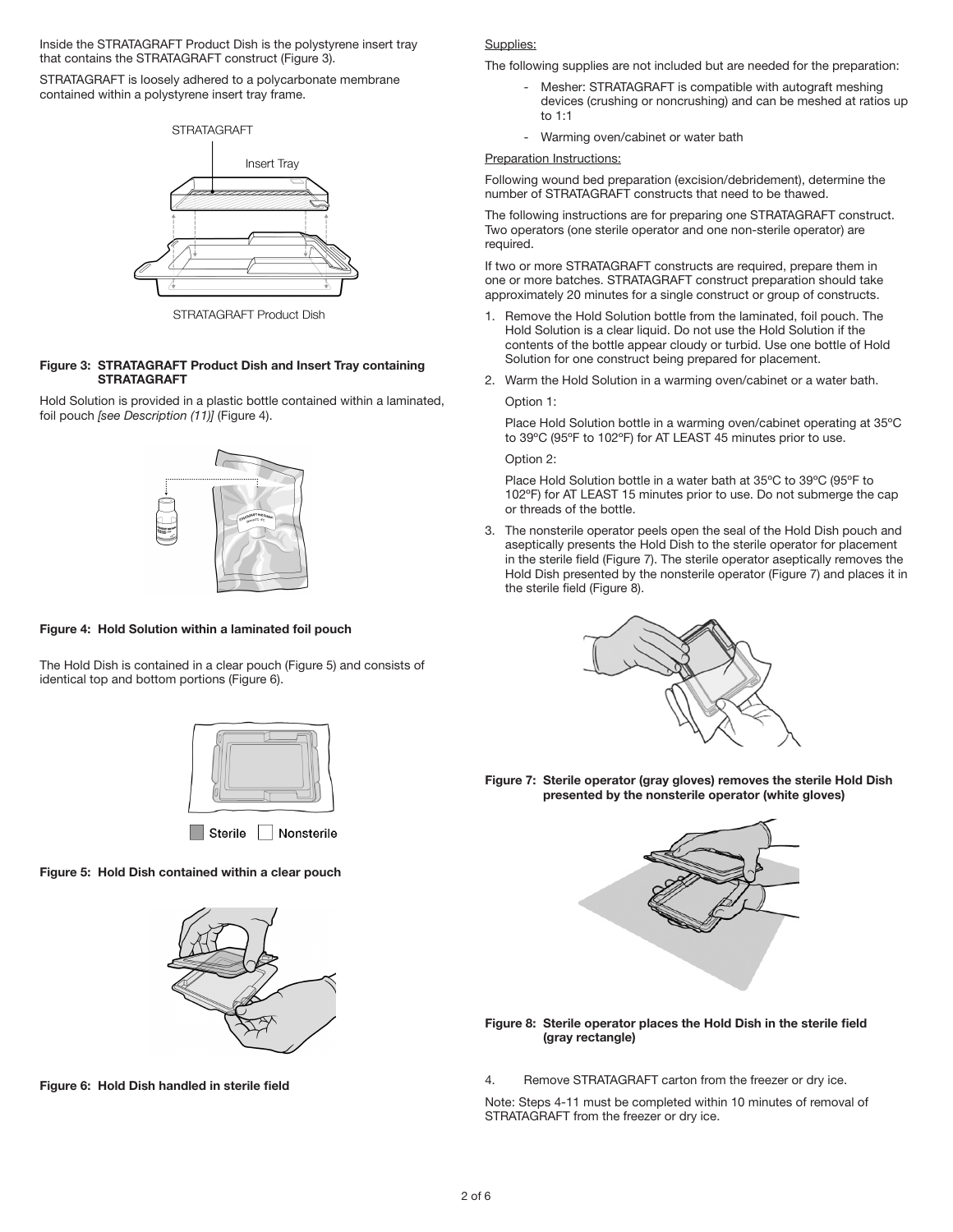Inside the STRATAGRAFT Product Dish is the polystyrene insert tray that contains the STRATAGRAFT construct (Figure 3).

STRATAGRAFT is loosely adhered to a polycarbonate membrane contained within a polystyrene insert tray frame.

**Figure 3: STRATAGRAFT Product Dish and Insert Tray containing STRATAGRAFT**

Hold Solution is provided in a plastic bottle contained within a laminated, foil pouch *[see Description (11)]* (Figure 4).

**Figure 4: Hold Solution within a laminated foil pouch**

The Hold Dish is contained in a clear pouch (Figure 5) and consists of identical top and bottom portions (Figure 6).

**Figure 5: Hold Dish contained within a clear pouch**

**Figure 6: Hold Dish handled in sterile field**

Supplies:

The following supplies are not included but are needed for the preparation:

- Mesher: STRATAGRAFT is compatible with autograft meshing devices (crushing or noncrushing) and can be meshed at ratios up to 1:1
- Warming oven/cabinet or water bath

Preparation Instructions:

Following wound bed preparation (excision/debridement), determine the number of STRATAGRAFT constructs that need to be thawed.

The following instructions are for preparing one STRATAGRAFT construct. Two operators (one sterile operator and one non-sterile operator) are required.

If two or more STRATAGRAFT constructs are required, prepare them in one or more batches. STRATAGRAFT construct preparation should take approximately 20 minutes for a single construct or group of constructs.

1. Remove the Hold Solution bottle from the laminated, foil pouch. The Hold Solution is a clear liquid. Do not use the Hold Solution if the contents of the bottle appear cloudy or turbid. Use one bottle of Hold Solution for one construct being prepared for placement.
2. Warm the Hold Solution in a warming oven/cabinet or a water bath.

   Option 1:

   Place Hold Solution bottle in a warming oven/cabinet operating at 35ºC to 39ºC (95ºF to 102ºF) for AT LEAST 45 minutes prior to use.

   Option 2:

   Place Hold Solution bottle in a water bath at 35ºC to 39ºC (95ºF to 102ºF) for AT LEAST 15 minutes prior to use. Do not submerge the cap or threads of the bottle.
3. The nonsterile operator peels open the seal of the Hold Dish pouch and aseptically presents the Hold Dish to the sterile operator for placement in the sterile field (Figure 7). The sterile operator aseptically removes the Hold Dish presented by the nonsterile operator (Figure 7) and places it in the sterile field (Figure 8).

**Figure 7: Sterile operator (gray gloves) removes the sterile Hold Dish presented by the nonsterile operator (white gloves)**

**Figure 8: Sterile operator places the Hold Dish in the sterile field (gray rectangle)**

4. Remove STRATAGRAFT carton from the freezer or dry ice.

Note: Steps 4-11 must be completed within 10 minutes of removal of STRATAGRAFT from the freezer or dry ice.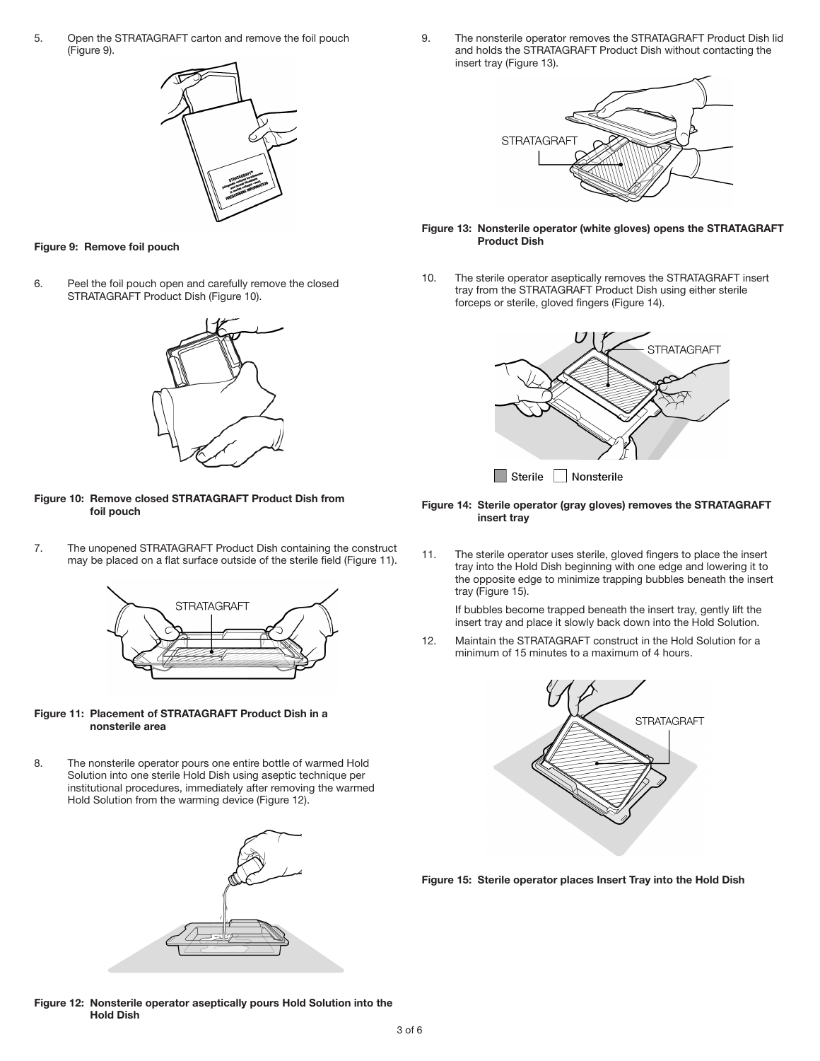5. Open the STRATAGRAFT carton and remove the foil pouch (Figure 9).

**Figure 9: Remove foil pouch**

6. Peel the foil pouch open and carefully remove the closed STRATAGRAFT Product Dish (Figure 10).

**Figure 10: Remove closed STRATAGRAFT Product Dish from foil pouch**

7. The unopened STRATAGRAFT Product Dish containing the construct may be placed on a flat surface outside of the sterile field (Figure 11).

**Figure 11: Placement of STRATAGRAFT Product Dish in a nonsterile area**

8. The nonsterile operator pours one entire bottle of warmed Hold Solution into one sterile Hold Dish using aseptic technique per institutional procedures, immediately after removing the warmed Hold Solution from the warming device (Figure 12).

**Figure 12: Nonsterile operator aseptically pours Hold Solution into the Hold Dish**

9. The nonsterile operator removes the STRATAGRAFT Product Dish lid and holds the STRATAGRAFT Product Dish without contacting the insert tray (Figure 13).

**Figure 13: Nonsterile operator (white gloves) opens the STRATAGRAFT Product Dish**

10. The sterile operator aseptically removes the STRATAGRAFT insert tray from the STRATAGRAFT Product Dish using either sterile forceps or sterile, gloved fingers (Figure 14).

**Figure 14: Sterile operator (gray gloves) removes the STRATAGRAFT insert tray**

11. The sterile operator uses sterile, gloved fingers to place the insert tray into the Hold Dish beginning with one edge and lowering it to the opposite edge to minimize trapping bubbles beneath the insert tray (Figure 15).

    If bubbles become trapped beneath the insert tray, gently lift the insert tray and place it slowly back down into the Hold Solution.

12. Maintain the STRATAGRAFT construct in the Hold Solution for a minimum of 15 minutes to a maximum of 4 hours.

**Figure 15: Sterile operator places Insert Tray into the Hold Dish**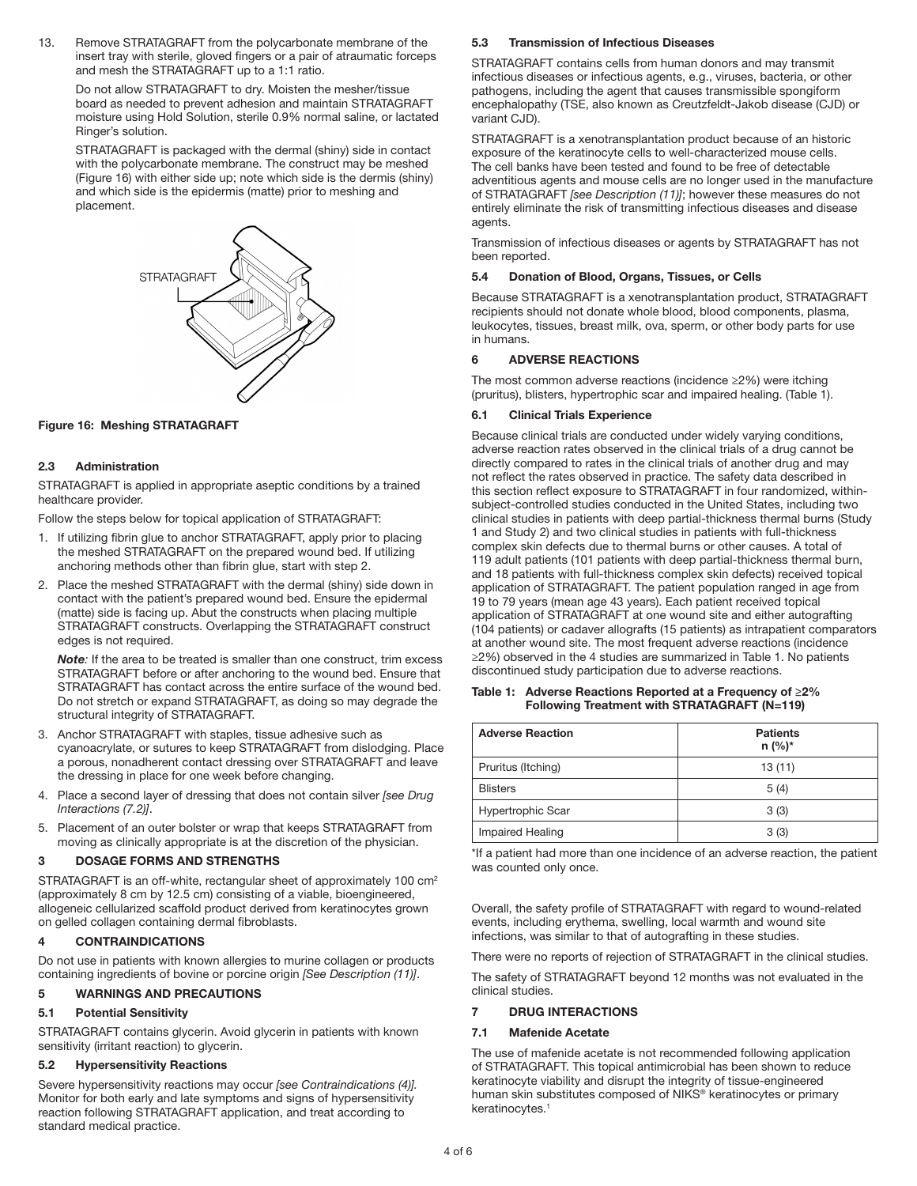13. Remove STRATAGRAFT from the polycarbonate membrane of the insert tray with sterile, gloved fingers or a pair of atraumatic forceps and mesh the STRATAGRAFT up to a 1:1 ratio.

    Do not allow STRATAGRAFT to dry. Moisten the mesher/tissue board as needed to prevent adhesion and maintain STRATAGRAFT moisture using Hold Solution, sterile 0.9% normal saline, or lactated Ringer's solution.

    STRATAGRAFT is packaged with the dermal (shiny) side in contact with the polycarbonate membrane. The construct may be meshed (Figure 16) with either side up; note which side is the dermis (shiny) and which side is the epidermis (matte) prior to meshing and placement.

**Figure 16: Meshing STRATAGRAFT**

### 2.3 Administration

STRATAGRAFT is applied in appropriate aseptic conditions by a trained healthcare provider.

Follow the steps below for topical application of STRATAGRAFT:

1. If utilizing fibrin glue to anchor STRATAGRAFT, apply prior to placing the meshed STRATAGRAFT on the prepared wound bed. If utilizing anchoring methods other than fibrin glue, start with step 2.
2. Place the meshed STRATAGRAFT with the dermal (shiny) side down in contact with the patient's prepared wound bed. Ensure the epidermal (matte) side is facing up. Abut the constructs when placing multiple STRATAGRAFT constructs. Overlapping the STRATAGRAFT construct edges is not required.

   ***Note:*** If the area to be treated is smaller than one construct, trim excess STRATAGRAFT before or after anchoring to the wound bed. Ensure that STRATAGRAFT has contact across the entire surface of the wound bed. Do not stretch or expand STRATAGRAFT, as doing so may degrade the structural integrity of STRATAGRAFT.
3. Anchor STRATAGRAFT with staples, tissue adhesive such as cyanoacrylate, or sutures to keep STRATAGRAFT from dislodging. Place a porous, nonadherent contact dressing over STRATAGRAFT and leave the dressing in place for one week before changing.
4. Place a second layer of dressing that does not contain silver *[see Drug Interactions (7.2)]*.
5. Placement of an outer bolster or wrap that keeps STRATAGRAFT from moving as clinically appropriate is at the discretion of the physician.

## 3 DOSAGE FORMS AND STRENGTHS

STRATAGRAFT is an off-white, rectangular sheet of approximately 100 cm$^2$ (approximately 8 cm by 12.5 cm) consisting of a viable, bioengineered, allogeneic cellularized scaffold product derived from keratinocytes grown on gelled collagen containing dermal fibroblasts.

## 4 CONTRAINDICATIONS

Do not use in patients with known allergies to murine collagen or products containing ingredients of bovine or porcine origin *[See Description (11)]*.

## 5 WARNINGS AND PRECAUTIONS

### 5.1 Potential Sensitivity

STRATAGRAFT contains glycerin. Avoid glycerin in patients with known sensitivity (irritant reaction) to glycerin.

### 5.2 Hypersensitivity Reactions

Severe hypersensitivity reactions may occur *[see Contraindications (4)]*. Monitor for both early and late symptoms and signs of hypersensitivity reaction following STRATAGRAFT application, and treat according to standard medical practice.

### 5.3 Transmission of Infectious Diseases

STRATAGRAFT contains cells from human donors and may transmit infectious diseases or infectious agents, e.g., viruses, bacteria, or other pathogens, including the agent that causes transmissible spongiform encephalopathy (TSE, also known as Creutzfeldt-Jakob disease (CJD) or variant CJD).

STRATAGRAFT is a xenotransplantation product because of an historic exposure of the keratinocyte cells to well-characterized mouse cells. The cell banks have been tested and found to be free of detectable adventitious agents and mouse cells are no longer used in the manufacture of STRATAGRAFT *[see Description (11)]*; however these measures do not entirely eliminate the risk of transmitting infectious diseases and disease agents.

Transmission of infectious diseases or agents by STRATAGRAFT has not been reported.

### 5.4 Donation of Blood, Organs, Tissues, or Cells

Because STRATAGRAFT is a xenotransplantation product, STRATAGRAFT recipients should not donate whole blood, blood components, plasma, leukocytes, tissues, breast milk, ova, sperm, or other body parts for use in humans.

## 6 ADVERSE REACTIONS

The most common adverse reactions (incidence ≥2%) were itching (pruritus), blisters, hypertrophic scar and impaired healing. (Table 1).

### 6.1 Clinical Trials Experience

Because clinical trials are conducted under widely varying conditions, adverse reaction rates observed in the clinical trials of a drug cannot be directly compared to rates in the clinical trials of another drug and may not reflect the rates observed in practice. The safety data described in this section reflect exposure to STRATAGRAFT in four randomized, within-subject-controlled studies conducted in the United States, including two clinical studies in patients with deep partial-thickness thermal burns (Study 1 and Study 2) and two clinical studies in patients with full-thickness complex skin defects due to thermal burns or other causes. A total of 119 adult patients (101 patients with deep partial-thickness thermal burn, and 18 patients with full-thickness complex skin defects) received topical application of STRATAGRAFT. The patient population ranged in age from 19 to 79 years (mean age 43 years). Each patient received topical application of STRATAGRAFT at one wound site and either autografting (104 patients) or cadaver allografts (15 patients) as intrapatient comparators at another wound site. The most frequent adverse reactions (incidence ≥2%) observed in the 4 studies are summarized in Table 1. No patients discontinued study participation due to adverse reactions.

**Table 1: Adverse Reactions Reported at a Frequency of ≥2% Following Treatment with STRATAGRAFT (N=119)**

| Adverse Reaction | Patients n (%)* |
|---|---|
| Pruritus (Itching) | 13 (11) |
| Blisters | 5 (4) |
| Hypertrophic Scar | 3 (3) |
| Impaired Healing | 3 (3) |

*If a patient had more than one incidence of an adverse reaction, the patient was counted only once.

Overall, the safety profile of STRATAGRAFT with regard to wound-related events, including erythema, swelling, local warmth and wound site infections, was similar to that of autografting in these studies.

There were no reports of rejection of STRATAGRAFT in the clinical studies.

The safety of STRATAGRAFT beyond 12 months was not evaluated in the clinical studies.

## 7 DRUG INTERACTIONS

### 7.1 Mafenide Acetate

The use of mafenide acetate is not recommended following application of STRATAGRAFT. This topical antimicrobial has been shown to reduce keratinocyte viability and disrupt the integrity of tissue-engineered human skin substitutes composed of NIKS® keratinocytes or primary keratinocytes.[1]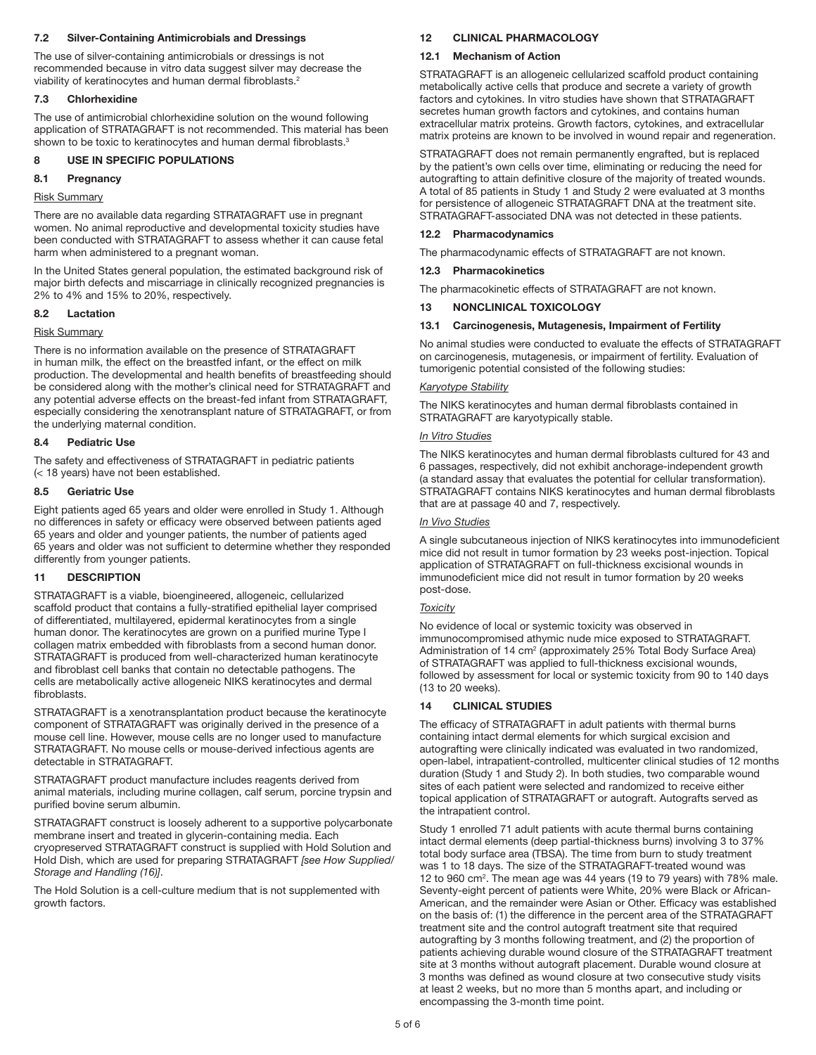### 7.2 Silver-Containing Antimicrobials and Dressings

The use of silver-containing antimicrobials or dressings is not recommended because in vitro data suggest silver may decrease the viability of keratinocytes and human dermal fibroblasts.[2]

### 7.3 Chlorhexidine

The use of antimicrobial chlorhexidine solution on the wound following application of STRATAGRAFT is not recommended. This material has been shown to be toxic to keratinocytes and human dermal fibroblasts.[3]

## 8 USE IN SPECIFIC POPULATIONS

### 8.1 Pregnancy

Risk Summary

There are no available data regarding STRATAGRAFT use in pregnant women. No animal reproductive and developmental toxicity studies have been conducted with STRATAGRAFT to assess whether it can cause fetal harm when administered to a pregnant woman.

In the United States general population, the estimated background risk of major birth defects and miscarriage in clinically recognized pregnancies is 2% to 4% and 15% to 20%, respectively.

### 8.2 Lactation

Risk Summary

There is no information available on the presence of STRATAGRAFT in human milk, the effect on the breastfed infant, or the effect on milk production. The developmental and health benefits of breastfeeding should be considered along with the mother's clinical need for STRATAGRAFT and any potential adverse effects on the breast-fed infant from STRATAGRAFT, especially considering the xenotransplant nature of STRATAGRAFT, or from the underlying maternal condition.

### 8.4 Pediatric Use

The safety and effectiveness of STRATAGRAFT in pediatric patients (< 18 years) have not been established.

### 8.5 Geriatric Use

Eight patients aged 65 years and older were enrolled in Study 1. Although no differences in safety or efficacy were observed between patients aged 65 years and older and younger patients, the number of patients aged 65 years and older was not sufficient to determine whether they responded differently from younger patients.

## 11 DESCRIPTION

STRATAGRAFT is a viable, bioengineered, allogeneic, cellularized scaffold product that contains a fully-stratified epithelial layer comprised of differentiated, multilayered, epidermal keratinocytes from a single human donor. The keratinocytes are grown on a purified murine Type I collagen matrix embedded with fibroblasts from a second human donor. STRATAGRAFT is produced from well-characterized human keratinocyte and fibroblast cell banks that contain no detectable pathogens. The cells are metabolically active allogeneic NIKS keratinocytes and dermal fibroblasts.

STRATAGRAFT is a xenotransplantation product because the keratinocyte component of STRATAGRAFT was originally derived in the presence of a mouse cell line. However, mouse cells are no longer used to manufacture STRATAGRAFT. No mouse cells or mouse-derived infectious agents are detectable in STRATAGRAFT.

STRATAGRAFT product manufacture includes reagents derived from animal materials, including murine collagen, calf serum, porcine trypsin and purified bovine serum albumin.

STRATAGRAFT construct is loosely adherent to a supportive polycarbonate membrane insert and treated in glycerin-containing media. Each cryopreserved STRATAGRAFT construct is supplied with Hold Solution and Hold Dish, which are used for preparing STRATAGRAFT *[see How Supplied/Storage and Handling (16)]*.

The Hold Solution is a cell-culture medium that is not supplemented with growth factors.

## 12 CLINICAL PHARMACOLOGY

### 12.1 Mechanism of Action

STRATAGRAFT is an allogeneic cellularized scaffold product containing metabolically active cells that produce and secrete a variety of growth factors and cytokines. In vitro studies have shown that STRATAGRAFT secretes human growth factors and cytokines, and contains human extracellular matrix proteins. Growth factors, cytokines, and extracellular matrix proteins are known to be involved in wound repair and regeneration.

STRATAGRAFT does not remain permanently engrafted, but is replaced by the patient's own cells over time, eliminating or reducing the need for autografting to attain definitive closure of the majority of treated wounds. A total of 85 patients in Study 1 and Study 2 were evaluated at 3 months for persistence of allogeneic STRATAGRAFT DNA at the treatment site. STRATAGRAFT-associated DNA was not detected in these patients.

### 12.2 Pharmacodynamics

The pharmacodynamic effects of STRATAGRAFT are not known.

### 12.3 Pharmacokinetics

The pharmacokinetic effects of STRATAGRAFT are not known.

## 13 NONCLINICAL TOXICOLOGY

### 13.1 Carcinogenesis, Mutagenesis, Impairment of Fertility

No animal studies were conducted to evaluate the effects of STRATAGRAFT on carcinogenesis, mutagenesis, or impairment of fertility. Evaluation of tumorigenic potential consisted of the following studies:

*Karyotype Stability*

The NIKS keratinocytes and human dermal fibroblasts contained in STRATAGRAFT are karyotypically stable.

*In Vitro Studies*

The NIKS keratinocytes and human dermal fibroblasts cultured for 43 and 6 passages, respectively, did not exhibit anchorage-independent growth (a standard assay that evaluates the potential for cellular transformation). STRATAGRAFT contains NIKS keratinocytes and human dermal fibroblasts that are at passage 40 and 7, respectively.

*In Vivo Studies*

A single subcutaneous injection of NIKS keratinocytes into immunodeficient mice did not result in tumor formation by 23 weeks post-injection. Topical application of STRATAGRAFT on full-thickness excisional wounds in immunodeficient mice did not result in tumor formation by 20 weeks post-dose.

*Toxicity*

No evidence of local or systemic toxicity was observed in immunocompromised athymic nude mice exposed to STRATAGRAFT. Administration of 14 $cm^2$ (approximately 25% Total Body Surface Area) of STRATAGRAFT was applied to full-thickness excisional wounds, followed by assessment for local or systemic toxicity from 90 to 140 days (13 to 20 weeks).

## 14 CLINICAL STUDIES

The efficacy of STRATAGRAFT in adult patients with thermal burns containing intact dermal elements for which surgical excision and autografting were clinically indicated was evaluated in two randomized, open-label, intrapatient-controlled, multicenter clinical studies of 12 months duration (Study 1 and Study 2). In both studies, two comparable wound sites of each patient were selected and randomized to receive either topical application of STRATAGRAFT or autograft. Autografts served as the intrapatient control.

Study 1 enrolled 71 adult patients with acute thermal burns containing intact dermal elements (deep partial-thickness burns) involving 3 to 37% total body surface area (TBSA). The time from burn to study treatment was 1 to 18 days. The size of the STRATAGRAFT-treated wound was 12 to 960 $cm^2$. The mean age was 44 years (19 to 79 years) with 78% male. Seventy-eight percent of patients were White, 20% were Black or African-American, and the remainder were Asian or Other. Efficacy was established on the basis of: (1) the difference in the percent area of the STRATAGRAFT treatment site and the control autograft treatment site that required autografting by 3 months following treatment, and (2) the proportion of patients achieving durable wound closure of the STRATAGRAFT treatment site at 3 months without autograft placement. Durable wound closure at 3 months was defined as wound closure at two consecutive study visits at least 2 weeks, but no more than 5 months apart, and including or encompassing the 3-month time point.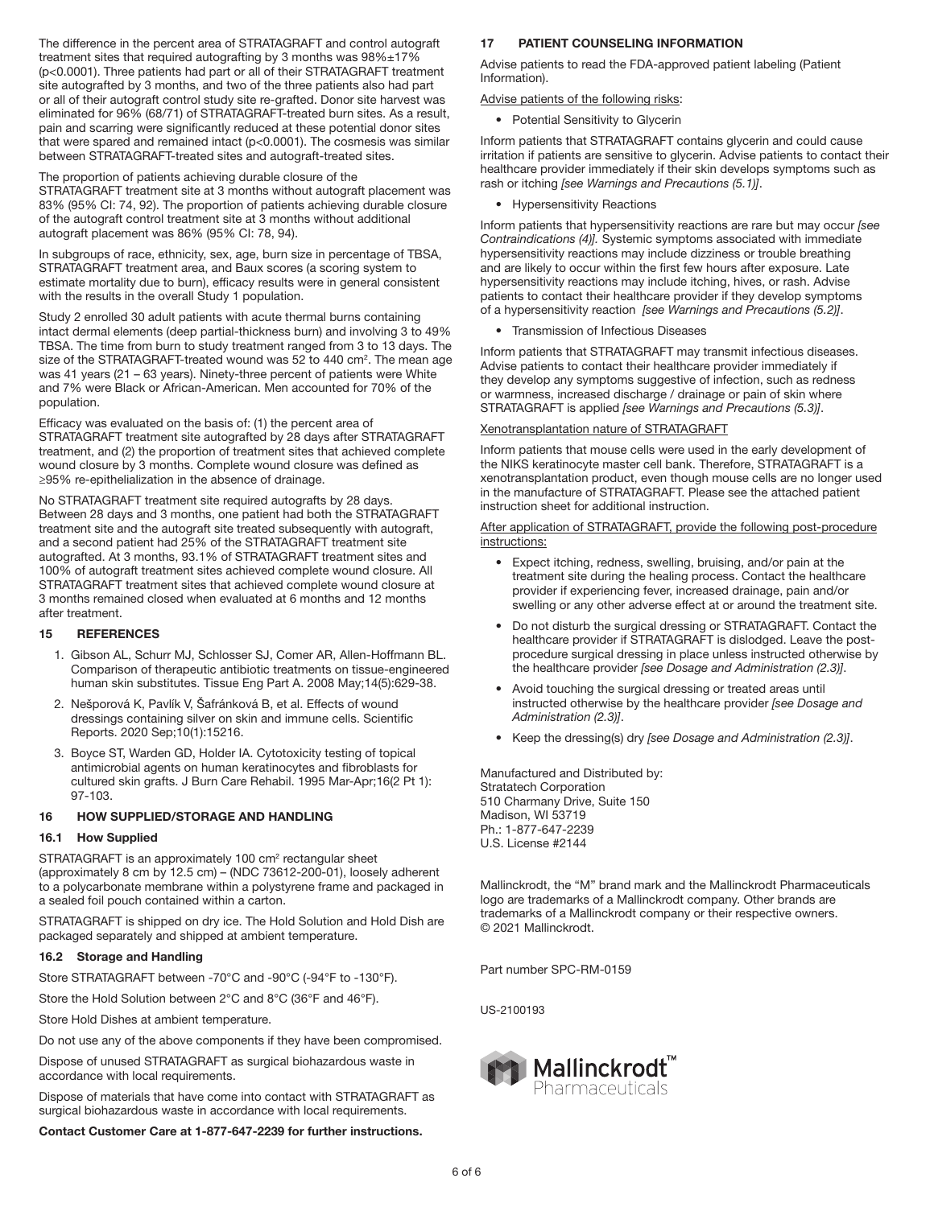The difference in the percent area of STRATAGRAFT and control autograft treatment sites that required autografting by 3 months was 98%±17% ($p<0.0001$). Three patients had part or all of their STRATAGRAFT treatment site autografted by 3 months, and two of the three patients also had part or all of their autograft control study site re-grafted. Donor site harvest was eliminated for 96% (68/71) of STRATAGRAFT-treated burn sites. As a result, pain and scarring were significantly reduced at these potential donor sites that were spared and remained intact ($p<0.0001$). The cosmesis was similar between STRATAGRAFT-treated sites and autograft-treated sites.

The proportion of patients achieving durable closure of the STRATAGRAFT treatment site at 3 months without autograft placement was 83% (95% CI: 74, 92). The proportion of patients achieving durable closure of the autograft control treatment site at 3 months without additional autograft placement was 86% (95% CI: 78, 94).

In subgroups of race, ethnicity, sex, age, burn size in percentage of TBSA, STRATAGRAFT treatment area, and Baux scores (a scoring system to estimate mortality due to burn), efficacy results were in general consistent with the results in the overall Study 1 population.

Study 2 enrolled 30 adult patients with acute thermal burns containing intact dermal elements (deep partial-thickness burn) and involving 3 to 49% TBSA. The time from burn to study treatment ranged from 3 to 13 days. The size of the STRATAGRAFT-treated wound was 52 to 440 $cm^2$. The mean age was 41 years (21 – 63 years). Ninety-three percent of patients were White and 7% were Black or African-American. Men accounted for 70% of the population.

Efficacy was evaluated on the basis of: (1) the percent area of STRATAGRAFT treatment site autografted by 28 days after STRATAGRAFT treatment, and (2) the proportion of treatment sites that achieved complete wound closure by 3 months. Complete wound closure was defined as ≥95% re-epithelialization in the absence of drainage.

No STRATAGRAFT treatment site required autografts by 28 days. Between 28 days and 3 months, one patient had both the STRATAGRAFT treatment site and the autograft site treated subsequently with autograft, and a second patient had 25% of the STRATAGRAFT treatment site autografted. At 3 months, 93.1% of STRATAGRAFT treatment sites and 100% of autograft treatment sites achieved complete wound closure. All STRATAGRAFT treatment sites that achieved complete wound closure at 3 months remained closed when evaluated at 6 months and 12 months after treatment.

## 15 REFERENCES

1. Gibson AL, Schurr MJ, Schlosser SJ, Comer AR, Allen-Hoffmann BL. Comparison of therapeutic antibiotic treatments on tissue-engineered human skin substitutes. Tissue Eng Part A. 2008 May;14(5):629-38.
2. Nešporová K, Pavlík V, Šafránková B, et al. Effects of wound dressings containing silver on skin and immune cells. Scientific Reports. 2020 Sep;10(1):15216.
3. Boyce ST, Warden GD, Holder IA. Cytotoxicity testing of topical antimicrobial agents on human keratinocytes and fibroblasts for cultured skin grafts. J Burn Care Rehabil. 1995 Mar-Apr;16(2 Pt 1): 97-103.

## 16 HOW SUPPLIED/STORAGE AND HANDLING

### 16.1 How Supplied

STRATAGRAFT is an approximately 100 $cm^2$ rectangular sheet (approximately 8 cm by 12.5 cm) – (NDC 73612-200-01), loosely adherent to a polycarbonate membrane within a polystyrene frame and packaged in a sealed foil pouch contained within a carton.

STRATAGRAFT is shipped on dry ice. The Hold Solution and Hold Dish are packaged separately and shipped at ambient temperature.

### 16.2 Storage and Handling

Store STRATAGRAFT between -70°C and -90°C (-94°F to -130°F).

Store the Hold Solution between 2°C and 8°C (36°F and 46°F).

Store Hold Dishes at ambient temperature.

Do not use any of the above components if they have been compromised.

Dispose of unused STRATAGRAFT as surgical biohazardous waste in accordance with local requirements.

Dispose of materials that have come into contact with STRATAGRAFT as surgical biohazardous waste in accordance with local requirements.

**Contact Customer Care at 1-877-647-2239 for further instructions.**

## 17 PATIENT COUNSELING INFORMATION

Advise patients to read the FDA-approved patient labeling (Patient Information).

Advise patients of the following risks:

- Potential Sensitivity to Glycerin

Inform patients that STRATAGRAFT contains glycerin and could cause irritation if patients are sensitive to glycerin. Advise patients to contact their healthcare provider immediately if their skin develops symptoms such as rash or itching *[see Warnings and Precautions (5.1)]*.

- Hypersensitivity Reactions

Inform patients that hypersensitivity reactions are rare but may occur *[see Contraindications (4)]*. Systemic symptoms associated with immediate hypersensitivity reactions may include dizziness or trouble breathing and are likely to occur within the first few hours after exposure. Late hypersensitivity reactions may include itching, hives, or rash. Advise patients to contact their healthcare provider if they develop symptoms of a hypersensitivity reaction *[see Warnings and Precautions (5.2)]*.

- Transmission of Infectious Diseases

Inform patients that STRATAGRAFT may transmit infectious diseases. Advise patients to contact their healthcare provider immediately if they develop any symptoms suggestive of infection, such as redness or warmness, increased discharge / drainage or pain of skin where STRATAGRAFT is applied *[see Warnings and Precautions (5.3)]*.

Xenotransplantation nature of STRATAGRAFT

Inform patients that mouse cells were used in the early development of the NIKS keratinocyte master cell bank. Therefore, STRATAGRAFT is a xenotransplantation product, even though mouse cells are no longer used in the manufacture of STRATAGRAFT. Please see the attached patient instruction sheet for additional instruction.

After application of STRATAGRAFT, provide the following post-procedure instructions:

- Expect itching, redness, swelling, bruising, and/or pain at the treatment site during the healing process. Contact the healthcare provider if experiencing fever, increased drainage, pain and/or swelling or any other adverse effect at or around the treatment site.
- Do not disturb the surgical dressing or STRATAGRAFT. Contact the healthcare provider if STRATAGRAFT is dislodged. Leave the post-procedure surgical dressing in place unless instructed otherwise by the healthcare provider *[see Dosage and Administration (2.3)]*.
- Avoid touching the surgical dressing or treated areas until instructed otherwise by the healthcare provider *[see Dosage and Administration (2.3)]*.
- Keep the dressing(s) dry *[see Dosage and Administration (2.3)]*.

Manufactured and Distributed by:
Stratatech Corporation
510 Charmany Drive, Suite 150
Madison, WI 53719
Ph.: 1-877-647-2239
U.S. License #2144

Mallinckrodt, the "M" brand mark and the Mallinckrodt Pharmaceuticals logo are trademarks of a Mallinckrodt company. Other brands are trademarks of a Mallinckrodt company or their respective owners. © 2021 Mallinckrodt.

Part number SPC-RM-0159

US-2100193

Mallinckrodt™ Pharmaceuticals